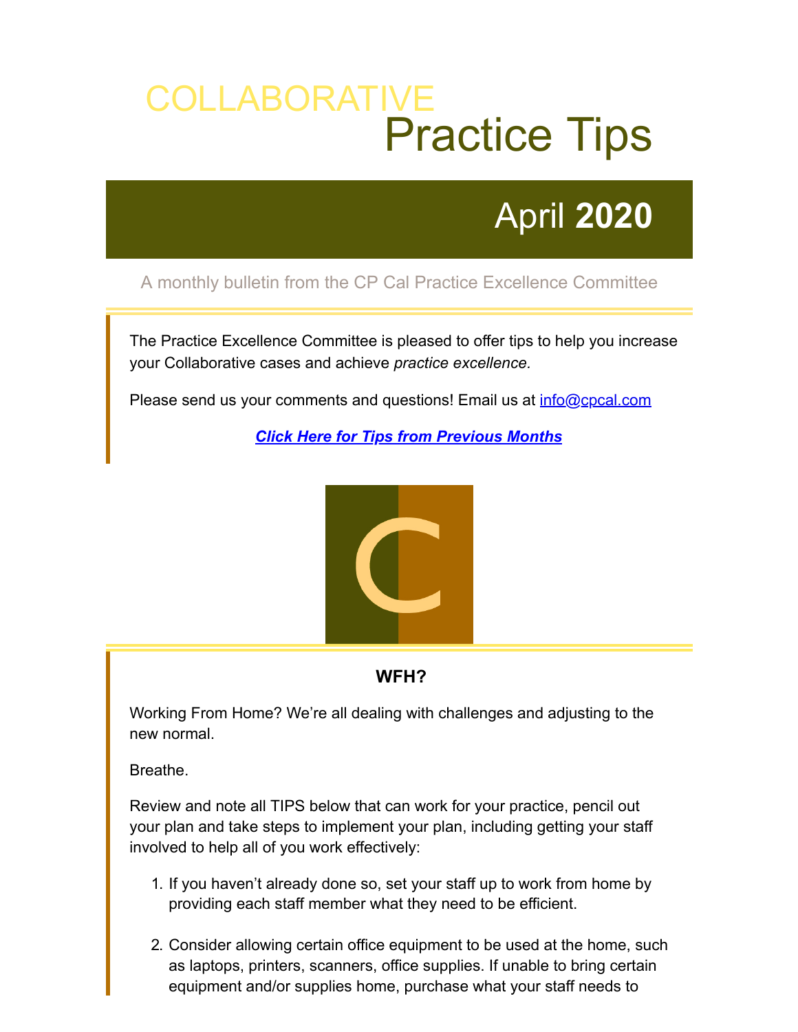# COLLABORATIVE Practice Tips

## April **2020**

A monthly bulletin from the CP Cal Practice Excellence Committee

The Practice Excellence Committee is pleased to offer tips to help you increase your Collaborative cases and achieve *practice excellence.*

Please send us your comments and questions! Email us at info@cpcal.com

***Click Here for Tips from Previous Months***

### WFH?

Working From Home? We're all dealing with challenges and adjusting to the new normal.

Breathe.

Review and note all TIPS below that can work for your practice, pencil out your plan and take steps to implement your plan, including getting your staff involved to help all of you work effectively:

1. If you haven't already done so, set your staff up to work from home by providing each staff member what they need to be efficient.

2. Consider allowing certain office equipment to be used at the home, such as laptops, printers, scanners, office supplies. If unable to bring certain equipment and/or supplies home, purchase what your staff needs to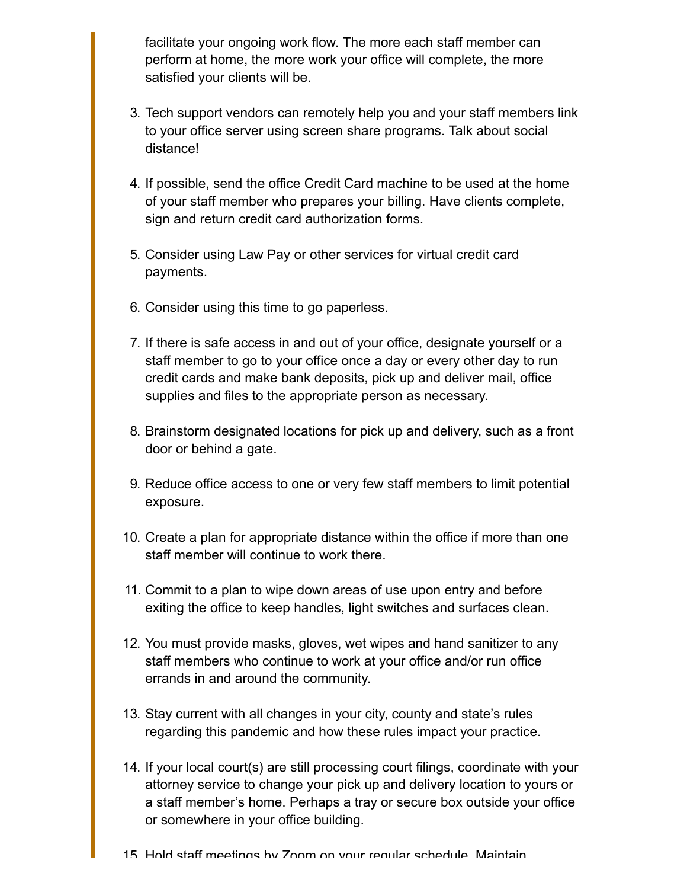facilitate your ongoing work flow. The more each staff member can perform at home, the more work your office will complete, the more satisfied your clients will be.

3. Tech support vendors can remotely help you and your staff members link to your office server using screen share programs. Talk about social distance!

4. If possible, send the office Credit Card machine to be used at the home of your staff member who prepares your billing. Have clients complete, sign and return credit card authorization forms.

5. Consider using Law Pay or other services for virtual credit card payments.

6. Consider using this time to go paperless.

7. If there is safe access in and out of your office, designate yourself or a staff member to go to your office once a day or every other day to run credit cards and make bank deposits, pick up and deliver mail, office supplies and files to the appropriate person as necessary.

8. Brainstorm designated locations for pick up and delivery, such as a front door or behind a gate.

9. Reduce office access to one or very few staff members to limit potential exposure.

10. Create a plan for appropriate distance within the office if more than one staff member will continue to work there.

11. Commit to a plan to wipe down areas of use upon entry and before exiting the office to keep handles, light switches and surfaces clean.

12. You must provide masks, gloves, wet wipes and hand sanitizer to any staff members who continue to work at your office and/or run office errands in and around the community.

13. Stay current with all changes in your city, county and state's rules regarding this pandemic and how these rules impact your practice.

14. If your local court(s) are still processing court filings, coordinate with your attorney service to change your pick up and delivery location to yours or a staff member's home. Perhaps a tray or secure box outside your office or somewhere in your office building.

15. Hold staff meetings by Zoom on your regular schedule. Maintain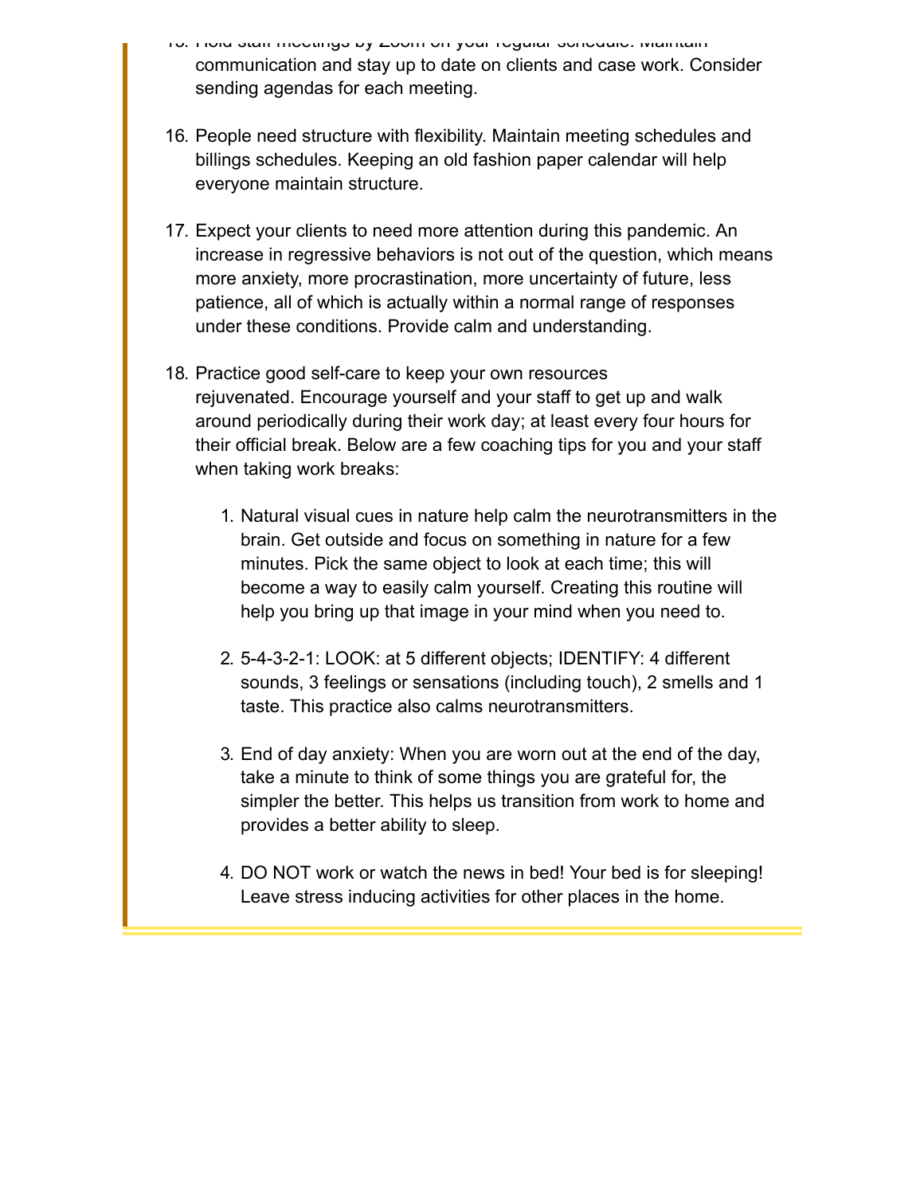15. Hold staff meetings by Zoom on your regular schedule. Maintain communication and stay up to date on clients and case work. Consider sending agendas for each meeting.

16. People need structure with flexibility. Maintain meeting schedules and billings schedules. Keeping an old fashion paper calendar will help everyone maintain structure.

17. Expect your clients to need more attention during this pandemic. An increase in regressive behaviors is not out of the question, which means more anxiety, more procrastination, more uncertainty of future, less patience, all of which is actually within a normal range of responses under these conditions. Provide calm and understanding.

18. Practice good self-care to keep your own resources rejuvenated. Encourage yourself and your staff to get up and walk around periodically during their work day; at least every four hours for their official break. Below are a few coaching tips for you and your staff when taking work breaks:

    1. Natural visual cues in nature help calm the neurotransmitters in the brain. Get outside and focus on something in nature for a few minutes. Pick the same object to look at each time; this will become a way to easily calm yourself. Creating this routine will help you bring up that image in your mind when you need to.

    2. 5-4-3-2-1: LOOK: at 5 different objects; IDENTIFY: 4 different sounds, 3 feelings or sensations (including touch), 2 smells and 1 taste. This practice also calms neurotransmitters.

    3. End of day anxiety: When you are worn out at the end of the day, take a minute to think of some things you are grateful for, the simpler the better. This helps us transition from work to home and provides a better ability to sleep.

    4. DO NOT work or watch the news in bed! Your bed is for sleeping! Leave stress inducing activities for other places in the home.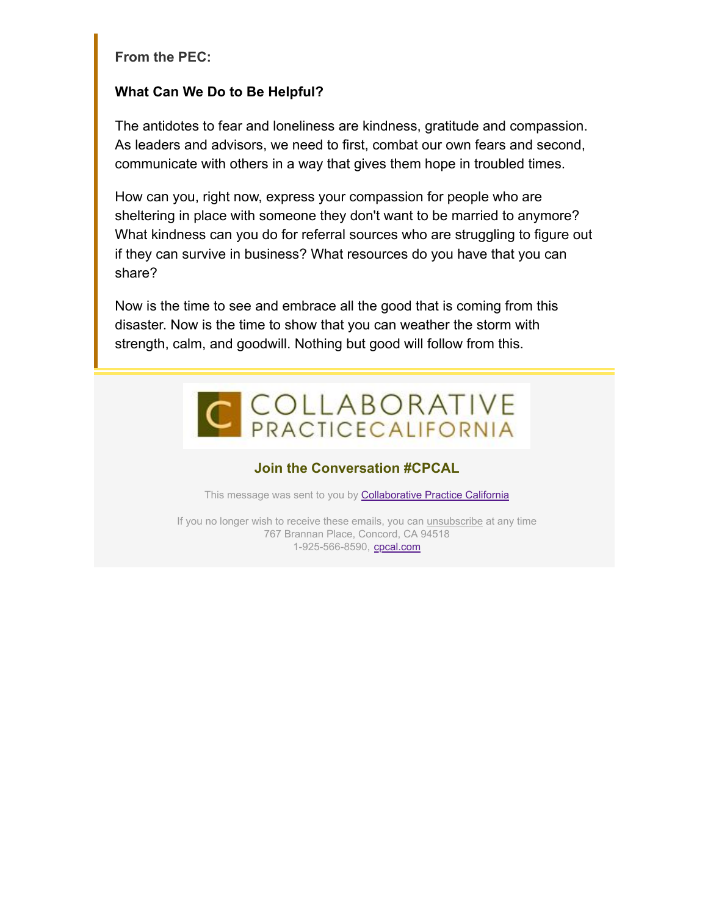**From the PEC:**

**What Can We Do to Be Helpful?**

The antidotes to fear and loneliness are kindness, gratitude and compassion. As leaders and advisors, we need to first, combat our own fears and second, communicate with others in a way that gives them hope in troubled times.

How can you, right now, express your compassion for people who are sheltering in place with someone they don't want to be married to anymore? What kindness can you do for referral sources who are struggling to figure out if they can survive in business? What resources do you have that you can share?

Now is the time to see and embrace all the good that is coming from this disaster. Now is the time to show that you can weather the storm with strength, calm, and goodwill. Nothing but good will follow from this.

COLLABORATIVE PRACTICE CALIFORNIA

**Join the Conversation #CPCAL**

This message was sent to you by Collaborative Practice California

If you no longer wish to receive these emails, you can unsubscribe at any time
767 Brannan Place, Concord, CA 94518
1-925-566-8590, cpcal.com